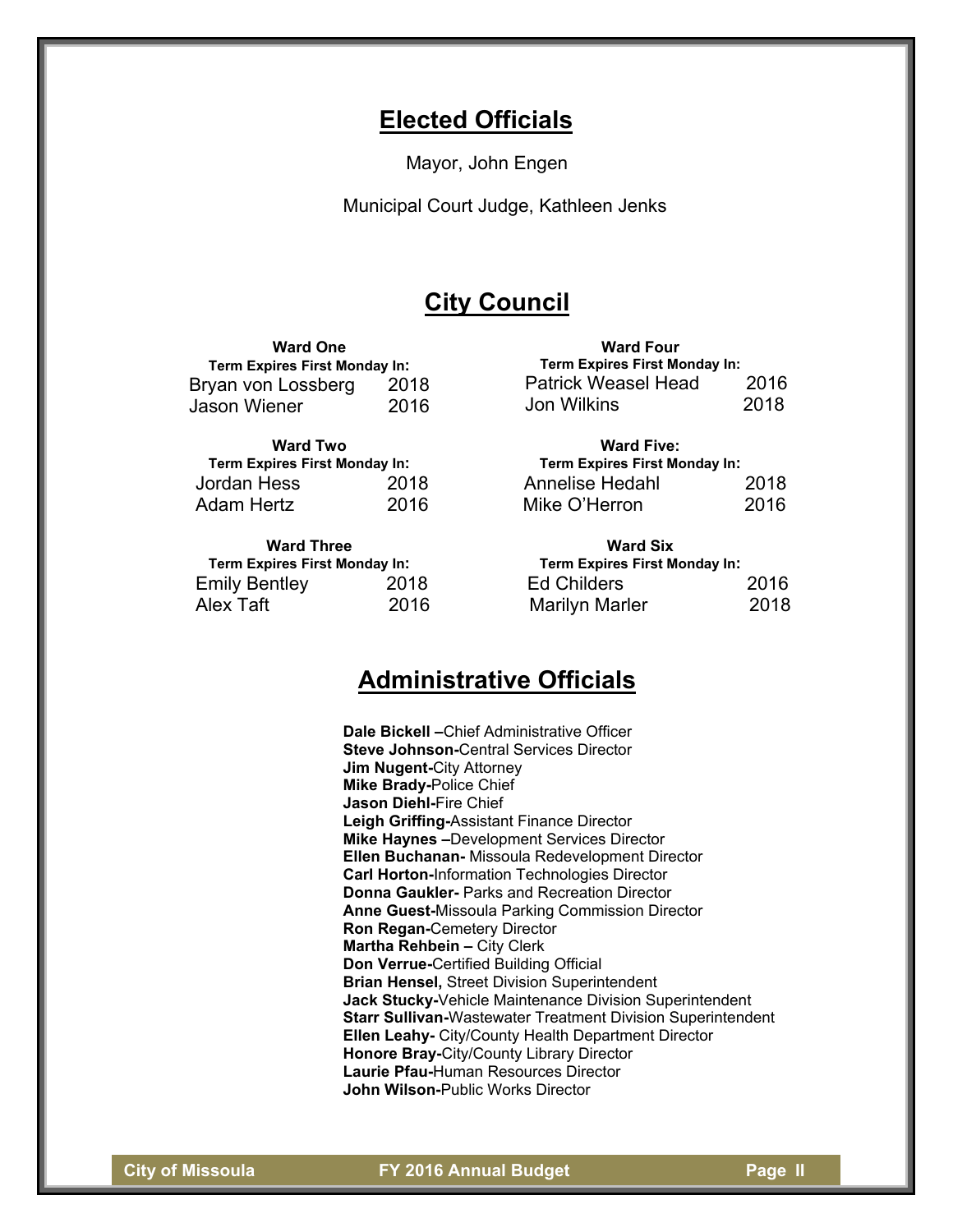# Elected Officials

Mayor, John Engen

Municipal Court Judge, Kathleen Jenks

# City Council

**Ward One**

**Term Expires First Monday In:**

| Name | Year |
|---|---|
| Bryan von Lossberg | 2018 |
| Jason Wiener | 2016 |

**Ward Two**

**Term Expires First Monday In:**

| Name | Year |
|---|---|
| Jordan Hess | 2018 |
| Adam Hertz | 2016 |

**Ward Three**

**Term Expires First Monday In:**

| Name | Year |
|---|---|
| Emily Bentley | 2018 |
| Alex Taft | 2016 |

**Ward Four**

**Term Expires First Monday In:**

| Name | Year |
|---|---|
| Patrick Weasel Head | 2016 |
| Jon Wilkins | 2018 |

**Ward Five:**

**Term Expires First Monday In:**

| Name | Year |
|---|---|
| Annelise Hedahl | 2018 |
| Mike O'Herron | 2016 |

**Ward Six**

**Term Expires First Monday In:**

| Name | Year |
|---|---|
| Ed Childers | 2016 |
| Marilyn Marler | 2018 |

# Administrative Officials

**Dale Bickell –**Chief Administrative Officer
**Steve Johnson-**Central Services Director
**Jim Nugent-**City Attorney
**Mike Brady-**Police Chief
**Jason Diehl-**Fire Chief
**Leigh Griffing-**Assistant Finance Director
**Mike Haynes –**Development Services Director
**Ellen Buchanan-** Missoula Redevelopment Director
**Carl Horton-**Information Technologies Director
**Donna Gaukler-** Parks and Recreation Director
**Anne Guest-**Missoula Parking Commission Director
**Ron Regan-**Cemetery Director
**Martha Rehbein –** City Clerk
**Don Verrue-**Certified Building Official
**Brian Hensel,** Street Division Superintendent
**Jack Stucky-**Vehicle Maintenance Division Superintendent
**Starr Sullivan-**Wastewater Treatment Division Superintendent
**Ellen Leahy-** City/County Health Department Director
**Honore Bray-**City/County Library Director
**Laurie Pfau-**Human Resources Director
**John Wilson-**Public Works Director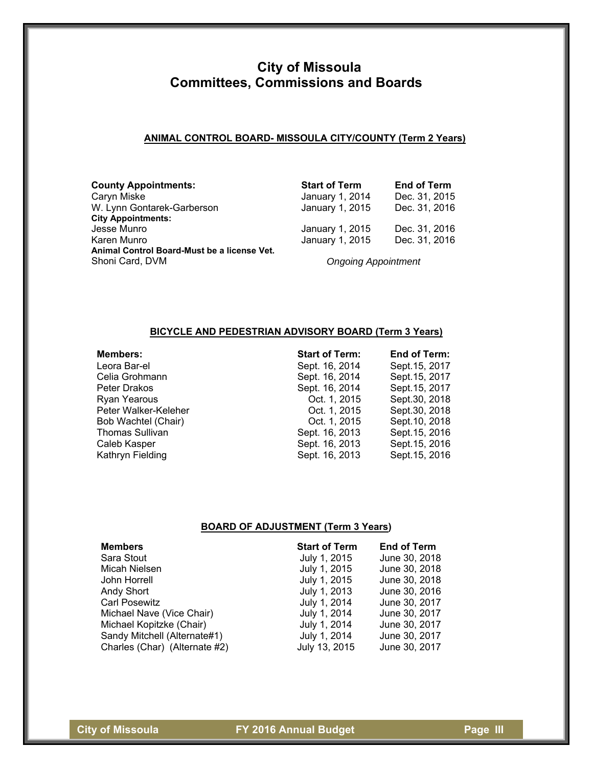# City of Missoula
# Committees, Commissions and Boards

## ANIMAL CONTROL BOARD- MISSOULA CITY/COUNTY (Term 2 Years)

| County Appointments: | Start of Term | End of Term |
|---|---|---|
| Caryn Miske | January 1, 2014 | Dec. 31, 2015 |
| W. Lynn Gontarek-Garberson | January 1, 2015 | Dec. 31, 2016 |
| **City Appointments:** | | |
| Jesse Munro | January 1, 2015 | Dec. 31, 2016 |
| Karen Munro | January 1, 2015 | Dec. 31, 2016 |
| **Animal Control Board-Must be a license Vet.** | | |
| Shoni Card, DVM | *Ongoing Appointment* | |

## BICYCLE AND PEDESTRIAN ADVISORY BOARD (Term 3 Years)

| Members: | Start of Term: | End of Term: |
|---|---|---|
| Leora Bar-el | Sept. 16, 2014 | Sept.15, 2017 |
| Celia Grohmann | Sept. 16, 2014 | Sept.15, 2017 |
| Peter Drakos | Sept. 16, 2014 | Sept.15, 2017 |
| Ryan Yearous | Oct. 1, 2015 | Sept.30, 2018 |
| Peter Walker-Keleher | Oct. 1, 2015 | Sept.30, 2018 |
| Bob Wachtel (Chair) | Oct. 1, 2015 | Sept.10, 2018 |
| Thomas Sullivan | Sept. 16, 2013 | Sept.15, 2016 |
| Caleb Kasper | Sept. 16, 2013 | Sept.15, 2016 |
| Kathryn Fielding | Sept. 16, 2013 | Sept.15, 2016 |

## BOARD OF ADJUSTMENT (Term 3 Years)

| Members | Start of Term | End of Term |
|---|---|---|
| Sara Stout | July 1, 2015 | June 30, 2018 |
| Micah Nielsen | July 1, 2015 | June 30, 2018 |
| John Horrell | July 1, 2015 | June 30, 2018 |
| Andy Short | July 1, 2013 | June 30, 2016 |
| Carl Posewitz | July 1, 2014 | June 30, 2017 |
| Michael Nave (Vice Chair) | July 1, 2014 | June 30, 2017 |
| Michael Kopitzke (Chair) | July 1, 2014 | June 30, 2017 |
| Sandy Mitchell (Alternate#1) | July 1, 2014 | June 30, 2017 |
| Charles (Char) (Alternate #2) | July 13, 2015 | June 30, 2017 |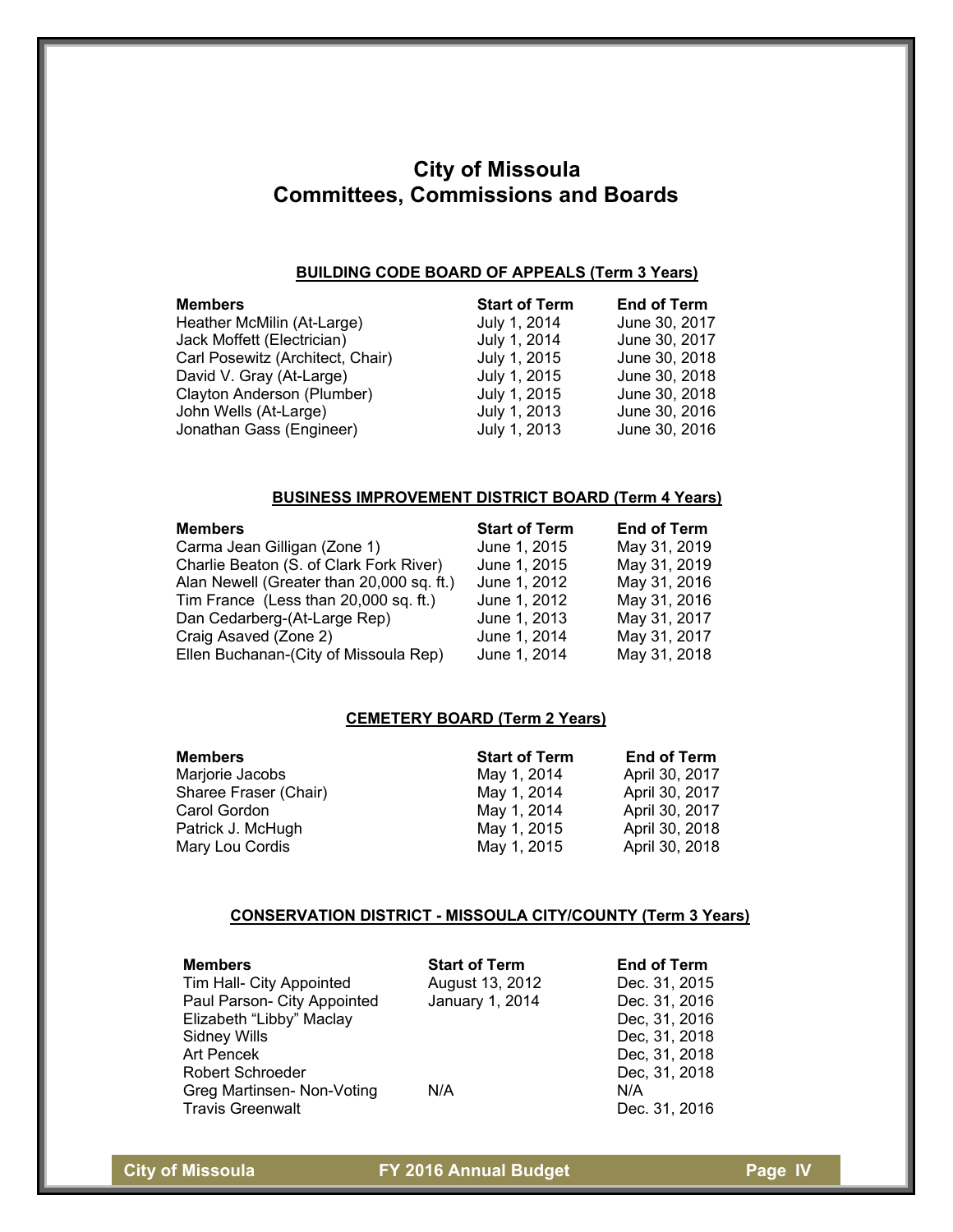# City of Missoula
# Committees, Commissions and Boards

## BUILDING CODE BOARD OF APPEALS (Term 3 Years)

| Members | Start of Term | End of Term |
|---|---|---|
| Heather McMilin (At-Large) | July 1, 2014 | June 30, 2017 |
| Jack Moffett (Electrician) | July 1, 2014 | June 30, 2017 |
| Carl Posewitz (Architect, Chair) | July 1, 2015 | June 30, 2018 |
| David V. Gray (At-Large) | July 1, 2015 | June 30, 2018 |
| Clayton Anderson (Plumber) | July 1, 2015 | June 30, 2018 |
| John Wells (At-Large) | July 1, 2013 | June 30, 2016 |
| Jonathan Gass (Engineer) | July 1, 2013 | June 30, 2016 |

## BUSINESS IMPROVEMENT DISTRICT BOARD (Term 4 Years)

| Members | Start of Term | End of Term |
|---|---|---|
| Carma Jean Gilligan (Zone 1) | June 1, 2015 | May 31, 2019 |
| Charlie Beaton (S. of Clark Fork River) | June 1, 2015 | May 31, 2019 |
| Alan Newell (Greater than 20,000 sq. ft.) | June 1, 2012 | May 31, 2016 |
| Tim France (Less than 20,000 sq. ft.) | June 1, 2012 | May 31, 2016 |
| Dan Cedarberg-(At-Large Rep) | June 1, 2013 | May 31, 2017 |
| Craig Asaved (Zone 2) | June 1, 2014 | May 31, 2017 |
| Ellen Buchanan-(City of Missoula Rep) | June 1, 2014 | May 31, 2018 |

## CEMETERY BOARD (Term 2 Years)

| Members | Start of Term | End of Term |
|---|---|---|
| Marjorie Jacobs | May 1, 2014 | April 30, 2017 |
| Sharee Fraser (Chair) | May 1, 2014 | April 30, 2017 |
| Carol Gordon | May 1, 2014 | April 30, 2017 |
| Patrick J. McHugh | May 1, 2015 | April 30, 2018 |
| Mary Lou Cordis | May 1, 2015 | April 30, 2018 |

## CONSERVATION DISTRICT - MISSOULA CITY/COUNTY (Term 3 Years)

| Members | Start of Term | End of Term |
|---|---|---|
| Tim Hall- City Appointed | August 13, 2012 | Dec. 31, 2015 |
| Paul Parson- City Appointed | January 1, 2014 | Dec. 31, 2016 |
| Elizabeth "Libby" Maclay | | Dec, 31, 2016 |
| Sidney Wills | | Dec, 31, 2018 |
| Art Pencek | | Dec, 31, 2018 |
| Robert Schroeder | | Dec, 31, 2018 |
| Greg Martinsen- Non-Voting | N/A | N/A |
| Travis Greenwalt | | Dec. 31, 2016 |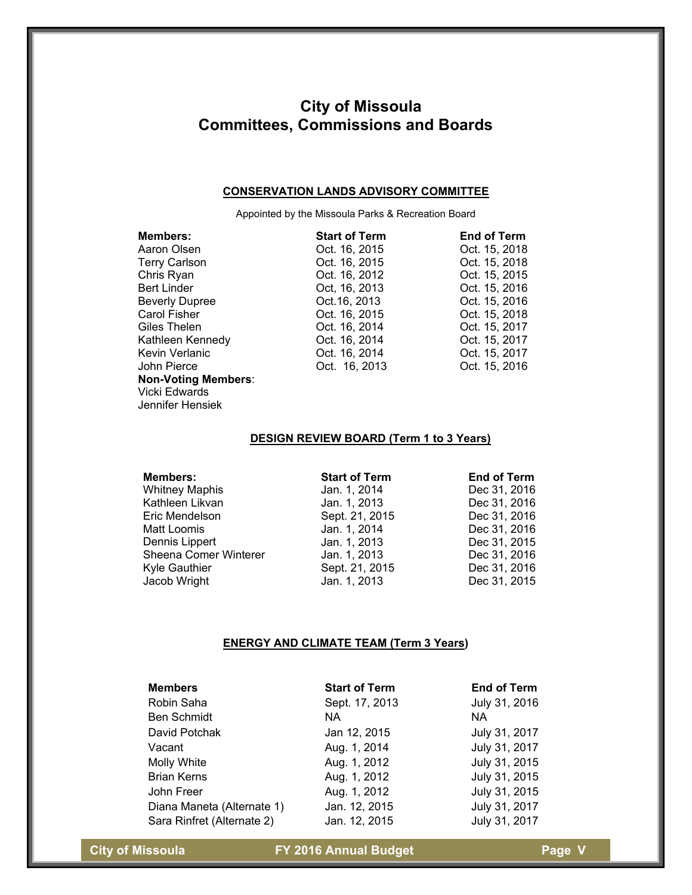# City of Missoula
# Committees, Commissions and Boards

## CONSERVATION LANDS ADVISORY COMMITTEE

Appointed by the Missoula Parks & Recreation Board

| Members: | Start of Term | End of Term |
|---|---|---|
| Aaron Olsen | Oct. 16, 2015 | Oct. 15, 2018 |
| Terry Carlson | Oct. 16, 2015 | Oct. 15, 2018 |
| Chris Ryan | Oct. 16, 2012 | Oct. 15, 2015 |
| Bert Linder | Oct, 16, 2013 | Oct. 15, 2016 |
| Beverly Dupree | Oct.16, 2013 | Oct. 15, 2016 |
| Carol Fisher | Oct. 16, 2015 | Oct. 15, 2018 |
| Giles Thelen | Oct. 16, 2014 | Oct. 15, 2017 |
| Kathleen Kennedy | Oct. 16, 2014 | Oct. 15, 2017 |
| Kevin Verlanic | Oct. 16, 2014 | Oct. 15, 2017 |
| John Pierce | Oct. 16, 2013 | Oct. 15, 2016 |
| **Non-Voting Members**: | | |
| Vicki Edwards | | |
| Jennifer Hensiek | | |

## DESIGN REVIEW BOARD (Term 1 to 3 Years)

| Members: | Start of Term | End of Term |
|---|---|---|
| Whitney Maphis | Jan. 1, 2014 | Dec 31, 2016 |
| Kathleen Likvan | Jan. 1, 2013 | Dec 31, 2016 |
| Eric Mendelson | Sept. 21, 2015 | Dec 31, 2016 |
| Matt Loomis | Jan. 1, 2014 | Dec 31, 2016 |
| Dennis Lippert | Jan. 1, 2013 | Dec 31, 2015 |
| Sheena Comer Winterer | Jan. 1, 2013 | Dec 31, 2016 |
| Kyle Gauthier | Sept. 21, 2015 | Dec 31, 2016 |
| Jacob Wright | Jan. 1, 2013 | Dec 31, 2015 |

## ENERGY AND CLIMATE TEAM (Term 3 Years)

| Members | Start of Term | End of Term |
|---|---|---|
| Robin Saha | Sept. 17, 2013 | July 31, 2016 |
| Ben Schmidt | NA | NA |
| David Potchak | Jan 12, 2015 | July 31, 2017 |
| Vacant | Aug. 1, 2014 | July 31, 2017 |
| Molly White | Aug. 1, 2012 | July 31, 2015 |
| Brian Kerns | Aug. 1, 2012 | July 31, 2015 |
| John Freer | Aug. 1, 2012 | July 31, 2015 |
| Diana Maneta (Alternate 1) | Jan. 12, 2015 | July 31, 2017 |
| Sara Rinfret (Alternate 2) | Jan. 12, 2015 | July 31, 2017 |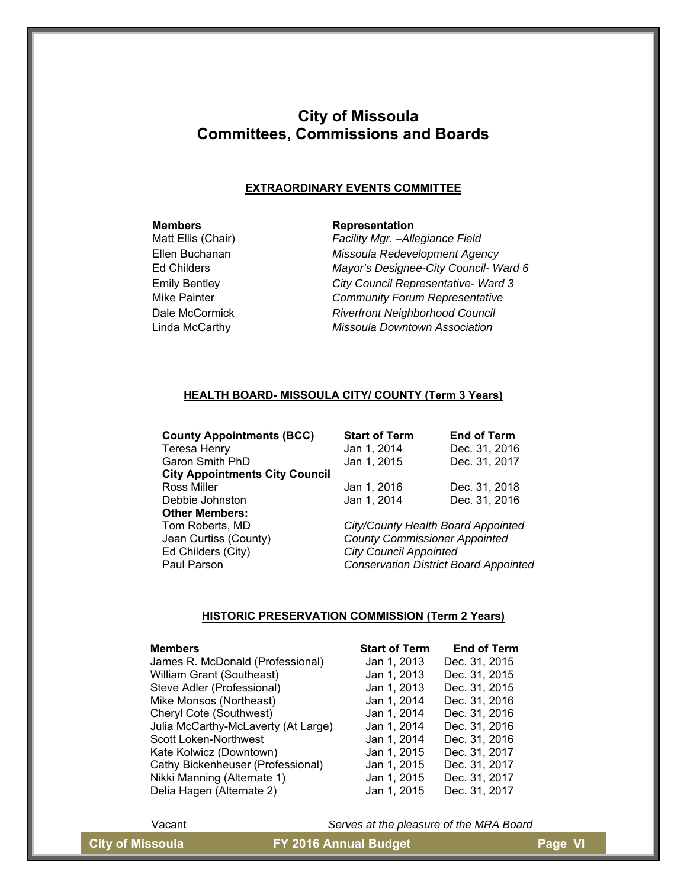# City of Missoula
# Committees, Commissions and Boards

## EXTRAORDINARY EVENTS COMMITTEE

| Members | Representation |
|---|---|
| Matt Ellis (Chair) | *Facility Mgr. –Allegiance Field* |
| Ellen Buchanan | *Missoula Redevelopment Agency* |
| Ed Childers | *Mayor's Designee-City Council- Ward 6* |
| Emily Bentley | *City Council Representative- Ward 3* |
| Mike Painter | *Community Forum Representative* |
| Dale McCormick | *Riverfront Neighborhood Council* |
| Linda McCarthy | *Missoula Downtown Association* |

## HEALTH BOARD- MISSOULA CITY/ COUNTY (Term 3 Years)

| County Appointments (BCC) | Start of Term | End of Term |
|---|---|---|
| Teresa Henry | Jan 1, 2014 | Dec. 31, 2016 |
| Garon Smith PhD | Jan 1, 2015 | Dec. 31, 2017 |
| **City Appointments City Council** | | |
| Ross Miller | Jan 1, 2016 | Dec. 31, 2018 |
| Debbie Johnston | Jan 1, 2014 | Dec. 31, 2016 |
| **Other Members:** | | |
| Tom Roberts, MD | *City/County Health Board Appointed* | |
| Jean Curtiss (County) | *County Commissioner Appointed* | |
| Ed Childers (City) | *City Council Appointed* | |
| Paul Parson | *Conservation District Board Appointed* | |

## HISTORIC PRESERVATION COMMISSION (Term 2 Years)

| Members | Start of Term | End of Term |
|---|---|---|
| James R. McDonald (Professional) | Jan 1, 2013 | Dec. 31, 2015 |
| William Grant (Southeast) | Jan 1, 2013 | Dec. 31, 2015 |
| Steve Adler (Professional) | Jan 1, 2013 | Dec. 31, 2015 |
| Mike Monsos (Northeast) | Jan 1, 2014 | Dec. 31, 2016 |
| Cheryl Cote (Southwest) | Jan 1, 2014 | Dec. 31, 2016 |
| Julia McCarthy-McLaverty (At Large) | Jan 1, 2014 | Dec. 31, 2016 |
| Scott Loken-Northwest | Jan 1, 2014 | Dec. 31, 2016 |
| Kate Kolwicz (Downtown) | Jan 1, 2015 | Dec. 31, 2017 |
| Cathy Bickenheuser (Professional) | Jan 1, 2015 | Dec. 31, 2017 |
| Nikki Manning (Alternate 1) | Jan 1, 2015 | Dec. 31, 2017 |
| Delia Hagen (Alternate 2) | Jan 1, 2015 | Dec. 31, 2017 |

Vacant *Serves at the pleasure of the MRA Board*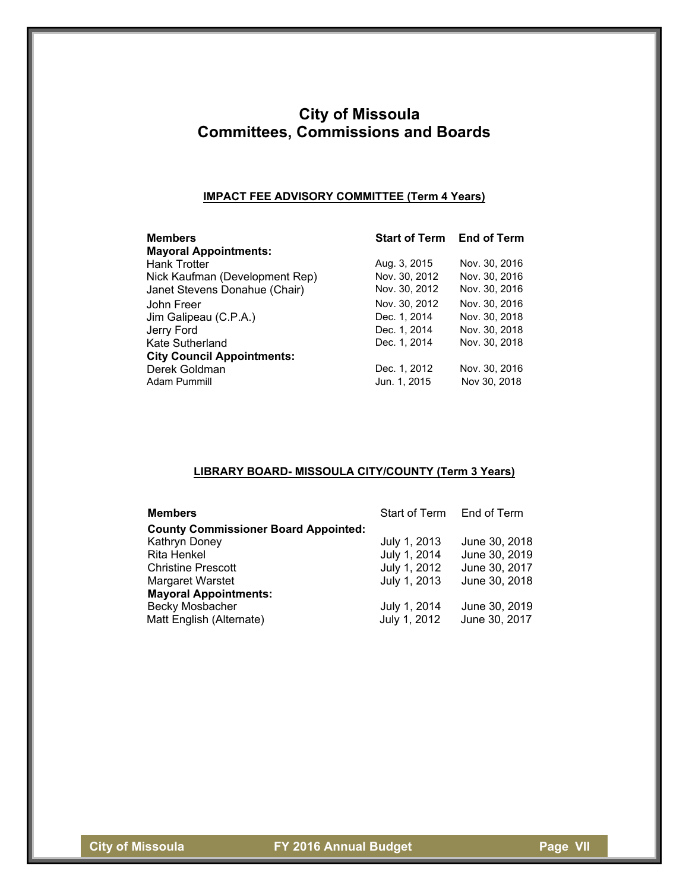# City of Missoula
# Committees, Commissions and Boards

## IMPACT FEE ADVISORY COMMITTEE (Term 4 Years)

| Members | Start of Term | End of Term |
|---|---|---|
| **Mayoral Appointments:** | | |
| Hank Trotter | Aug. 3, 2015 | Nov. 30, 2016 |
| Nick Kaufman (Development Rep) | Nov. 30, 2012 | Nov. 30, 2016 |
| Janet Stevens Donahue (Chair) | Nov. 30, 2012 | Nov. 30, 2016 |
| John Freer | Nov. 30, 2012 | Nov. 30, 2016 |
| Jim Galipeau (C.P.A.) | Dec. 1, 2014 | Nov. 30, 2018 |
| Jerry Ford | Dec. 1, 2014 | Nov. 30, 2018 |
| Kate Sutherland | Dec. 1, 2014 | Nov. 30, 2018 |
| **City Council Appointments:** | | |
| Derek Goldman | Dec. 1, 2012 | Nov. 30, 2016 |
| Adam Pummill | Jun. 1, 2015 | Nov 30, 2018 |

## LIBRARY BOARD- MISSOULA CITY/COUNTY (Term 3 Years)

| Members | Start of Term | End of Term |
|---|---|---|
| **County Commissioner Board Appointed:** | | |
| Kathryn Doney | July 1, 2013 | June 30, 2018 |
| Rita Henkel | July 1, 2014 | June 30, 2019 |
| Christine Prescott | July 1, 2012 | June 30, 2017 |
| Margaret Warstet | July 1, 2013 | June 30, 2018 |
| **Mayoral Appointments:** | | |
| Becky Mosbacher | July 1, 2014 | June 30, 2019 |
| Matt English (Alternate) | July 1, 2012 | June 30, 2017 |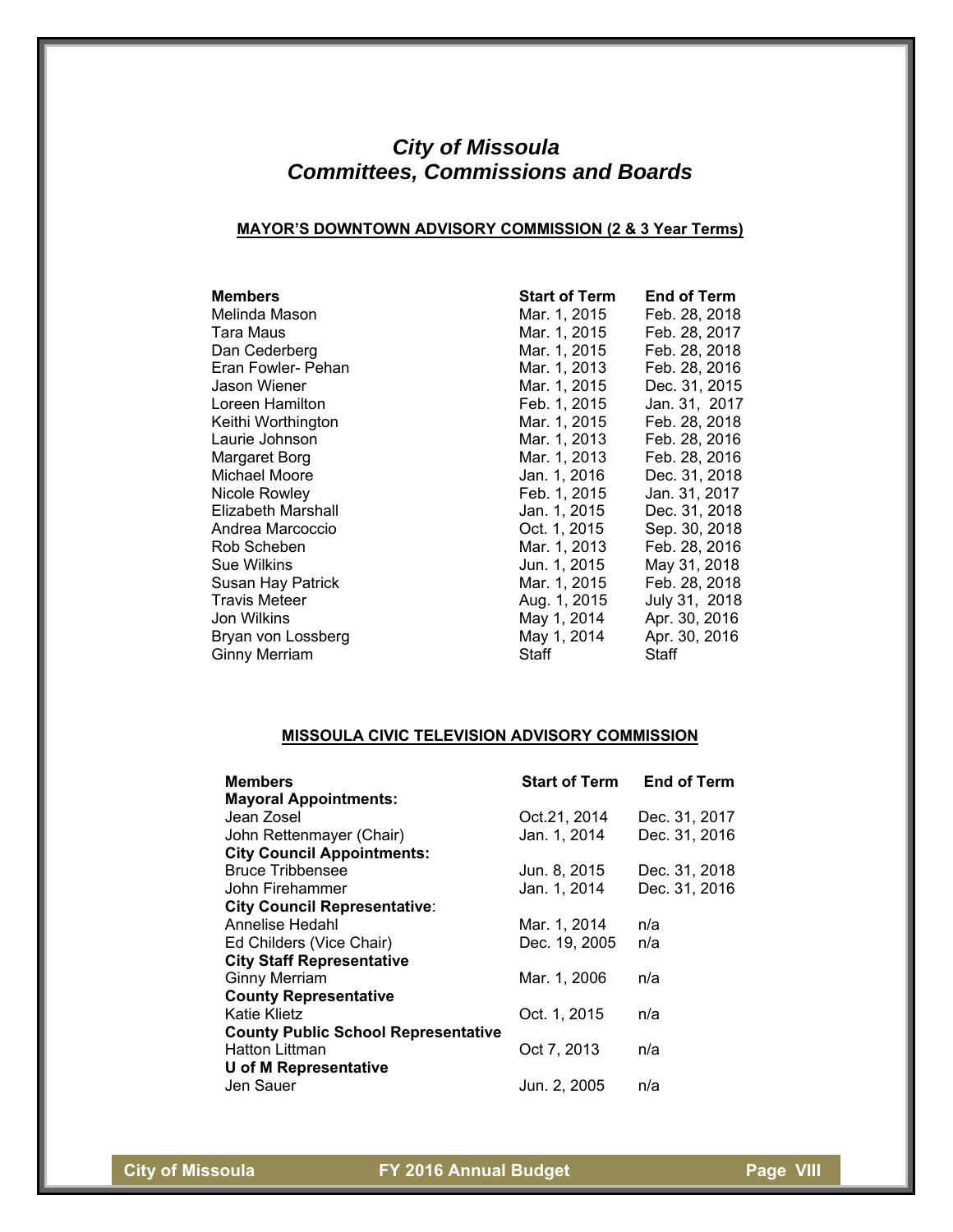# *City of Missoula*
# *Committees, Commissions and Boards*

## MAYOR'S DOWNTOWN ADVISORY COMMISSION (2 & 3 Year Terms)

| Members | Start of Term | End of Term |
|---|---|---|
| Melinda Mason | Mar. 1, 2015 | Feb. 28, 2018 |
| Tara Maus | Mar. 1, 2015 | Feb. 28, 2017 |
| Dan Cederberg | Mar. 1, 2015 | Feb. 28, 2018 |
| Eran Fowler- Pehan | Mar. 1, 2013 | Feb. 28, 2016 |
| Jason Wiener | Mar. 1, 2015 | Dec. 31, 2015 |
| Loreen Hamilton | Feb. 1, 2015 | Jan. 31, 2017 |
| Keithi Worthington | Mar. 1, 2015 | Feb. 28, 2018 |
| Laurie Johnson | Mar. 1, 2013 | Feb. 28, 2016 |
| Margaret Borg | Mar. 1, 2013 | Feb. 28, 2016 |
| Michael Moore | Jan. 1, 2016 | Dec. 31, 2018 |
| Nicole Rowley | Feb. 1, 2015 | Jan. 31, 2017 |
| Elizabeth Marshall | Jan. 1, 2015 | Dec. 31, 2018 |
| Andrea Marcoccio | Oct. 1, 2015 | Sep. 30, 2018 |
| Rob Scheben | Mar. 1, 2013 | Feb. 28, 2016 |
| Sue Wilkins | Jun. 1, 2015 | May 31, 2018 |
| Susan Hay Patrick | Mar. 1, 2015 | Feb. 28, 2018 |
| Travis Meteer | Aug. 1, 2015 | July 31, 2018 |
| Jon Wilkins | May 1, 2014 | Apr. 30, 2016 |
| Bryan von Lossberg | May 1, 2014 | Apr. 30, 2016 |
| Ginny Merriam | Staff | Staff |

## MISSOULA CIVIC TELEVISION ADVISORY COMMISSION

| Members | Start of Term | End of Term |
|---|---|---|
| **Mayoral Appointments:** | | |
| Jean Zosel | Oct.21, 2014 | Dec. 31, 2017 |
| John Rettenmayer (Chair) | Jan. 1, 2014 | Dec. 31, 2016 |
| **City Council Appointments:** | | |
| Bruce Tribbensee | Jun. 8, 2015 | Dec. 31, 2018 |
| John Firehammer | Jan. 1, 2014 | Dec. 31, 2016 |
| **City Council Representative**: | | |
| Annelise Hedahl | Mar. 1, 2014 | n/a |
| Ed Childers (Vice Chair) | Dec. 19, 2005 | n/a |
| **City Staff Representative** | | |
| Ginny Merriam | Mar. 1, 2006 | n/a |
| **County Representative** | | |
| Katie Klietz | Oct. 1, 2015 | n/a |
| **County Public School Representative** | | |
| Hatton Littman | Oct 7, 2013 | n/a |
| **U of M Representative** | | |
| Jen Sauer | Jun. 2, 2005 | n/a |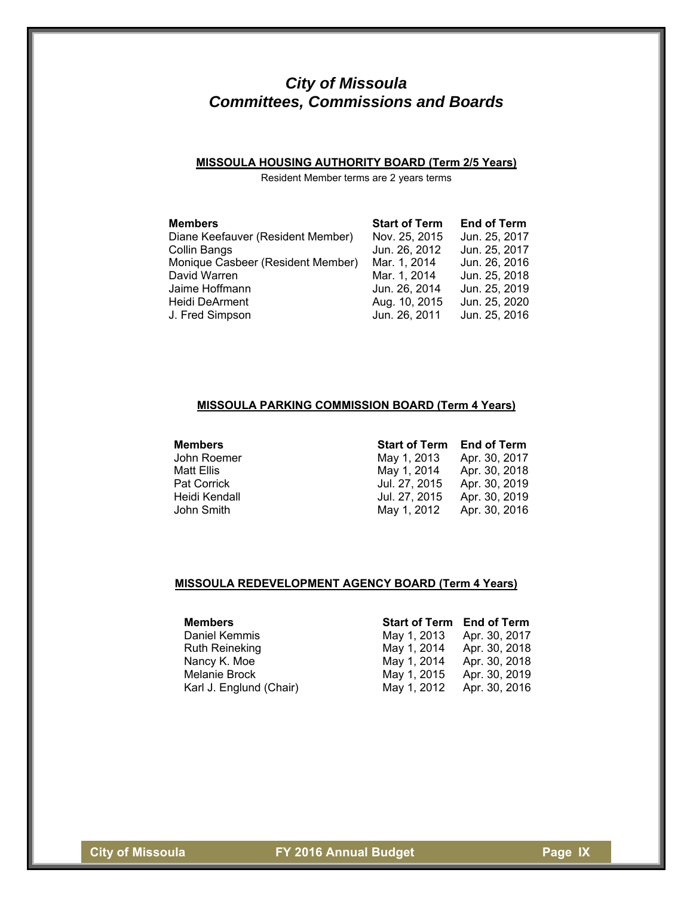# *City of Missoula*
# *Committees, Commissions and Boards*

**MISSOULA HOUSING AUTHORITY BOARD (Term 2/5 Years)**

Resident Member terms are 2 years terms

| Members | Start of Term | End of Term |
|---|---|---|
| Diane Keefauver (Resident Member) | Nov. 25, 2015 | Jun. 25, 2017 |
| Collin Bangs | Jun. 26, 2012 | Jun. 25, 2017 |
| Monique Casbeer (Resident Member) | Mar. 1, 2014 | Jun. 26, 2016 |
| David Warren | Mar. 1, 2014 | Jun. 25, 2018 |
| Jaime Hoffmann | Jun. 26, 2014 | Jun. 25, 2019 |
| Heidi DeArment | Aug. 10, 2015 | Jun. 25, 2020 |
| J. Fred Simpson | Jun. 26, 2011 | Jun. 25, 2016 |

**MISSOULA PARKING COMMISSION BOARD (Term 4 Years)**

| Members | Start of Term | End of Term |
|---|---|---|
| John Roemer | May 1, 2013 | Apr. 30, 2017 |
| Matt Ellis | May 1, 2014 | Apr. 30, 2018 |
| Pat Corrick | Jul. 27, 2015 | Apr. 30, 2019 |
| Heidi Kendall | Jul. 27, 2015 | Apr. 30, 2019 |
| John Smith | May 1, 2012 | Apr. 30, 2016 |

**MISSOULA REDEVELOPMENT AGENCY BOARD (Term 4 Years)**

| Members | Start of Term | End of Term |
|---|---|---|
| Daniel Kemmis | May 1, 2013 | Apr. 30, 2017 |
| Ruth Reineking | May 1, 2014 | Apr. 30, 2018 |
| Nancy K. Moe | May 1, 2014 | Apr. 30, 2018 |
| Melanie Brock | May 1, 2015 | Apr. 30, 2019 |
| Karl J. Englund (Chair) | May 1, 2012 | Apr. 30, 2016 |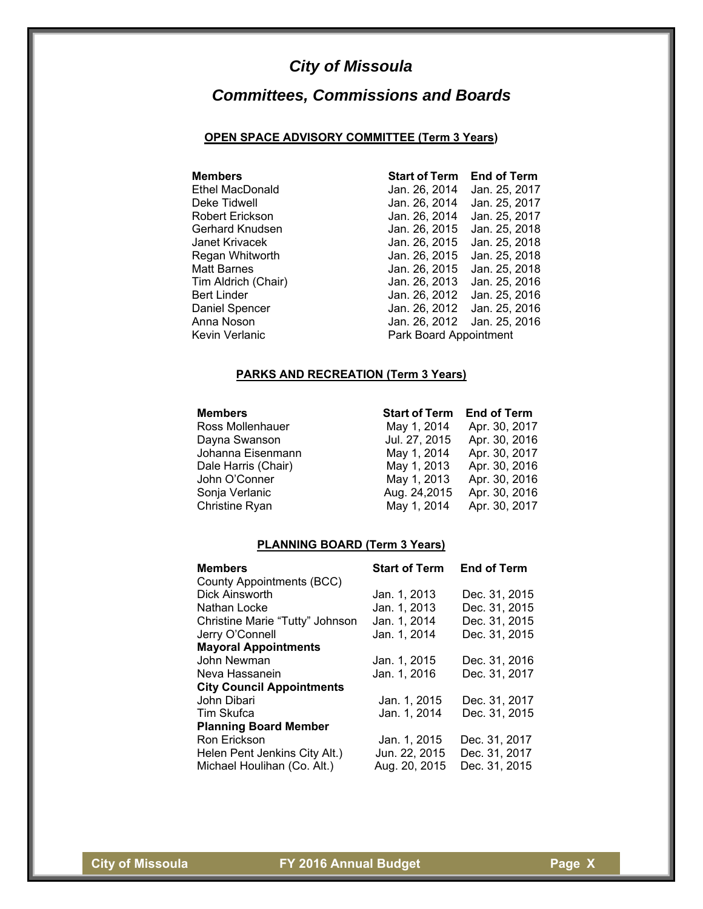# *City of Missoula*

## *Committees, Commissions and Boards*

### OPEN SPACE ADVISORY COMMITTEE (Term 3 Years)

| Members | Start of Term | End of Term |
|---|---|---|
| Ethel MacDonald | Jan. 26, 2014 | Jan. 25, 2017 |
| Deke Tidwell | Jan. 26, 2014 | Jan. 25, 2017 |
| Robert Erickson | Jan. 26, 2014 | Jan. 25, 2017 |
| Gerhard Knudsen | Jan. 26, 2015 | Jan. 25, 2018 |
| Janet Krivacek | Jan. 26, 2015 | Jan. 25, 2018 |
| Regan Whitworth | Jan. 26, 2015 | Jan. 25, 2018 |
| Matt Barnes | Jan. 26, 2015 | Jan. 25, 2018 |
| Tim Aldrich (Chair) | Jan. 26, 2013 | Jan. 25, 2016 |
| Bert Linder | Jan. 26, 2012 | Jan. 25, 2016 |
| Daniel Spencer | Jan. 26, 2012 | Jan. 25, 2016 |
| Anna Noson | Jan. 26, 2012 | Jan. 25, 2016 |
| Kevin Verlanic | Park Board Appointment | |

### PARKS AND RECREATION (Term 3 Years)

| Members | Start of Term | End of Term |
|---|---|---|
| Ross Mollenhauer | May 1, 2014 | Apr. 30, 2017 |
| Dayna Swanson | Jul. 27, 2015 | Apr. 30, 2016 |
| Johanna Eisenmann | May 1, 2014 | Apr. 30, 2017 |
| Dale Harris (Chair) | May 1, 2013 | Apr. 30, 2016 |
| John O'Conner | May 1, 2013 | Apr. 30, 2016 |
| Sonja Verlanic | Aug. 24,2015 | Apr. 30, 2016 |
| Christine Ryan | May 1, 2014 | Apr. 30, 2017 |

### PLANNING BOARD (Term 3 Years)

| Members | Start of Term | End of Term |
|---|---|---|
| County Appointments (BCC) | | |
| Dick Ainsworth | Jan. 1, 2013 | Dec. 31, 2015 |
| Nathan Locke | Jan. 1, 2013 | Dec. 31, 2015 |
| Christine Marie "Tutty" Johnson | Jan. 1, 2014 | Dec. 31, 2015 |
| Jerry O'Connell | Jan. 1, 2014 | Dec. 31, 2015 |
| **Mayoral Appointments** | | |
| John Newman | Jan. 1, 2015 | Dec. 31, 2016 |
| Neva Hassanein | Jan. 1, 2016 | Dec. 31, 2017 |
| **City Council Appointments** | | |
| John Dibari | Jan. 1, 2015 | Dec. 31, 2017 |
| Tim Skufca | Jan. 1, 2014 | Dec. 31, 2015 |
| **Planning Board Member** | | |
| Ron Erickson | Jan. 1, 2015 | Dec. 31, 2017 |
| Helen Pent Jenkins City Alt.) | Jun. 22, 2015 | Dec. 31, 2017 |
| Michael Houlihan (Co. Alt.) | Aug. 20, 2015 | Dec. 31, 2015 |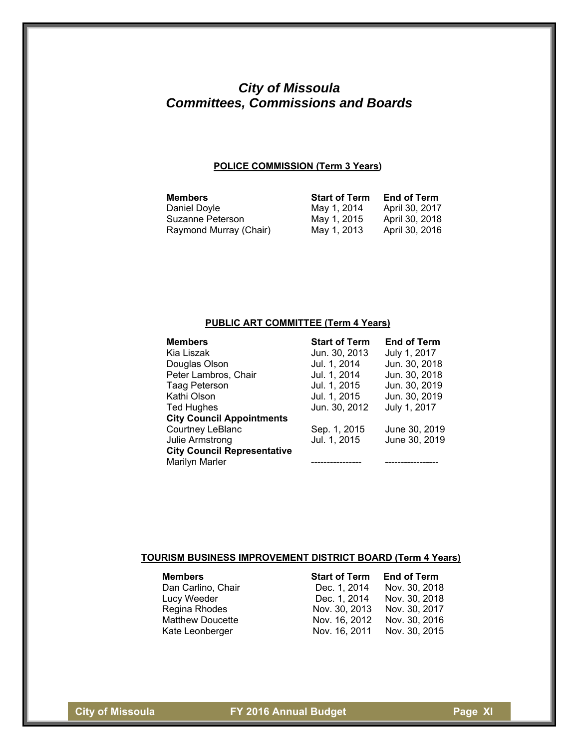# *City of Missoula*
# *Committees, Commissions and Boards*

**POLICE COMMISSION (Term 3 Years)**

| Members | Start of Term | End of Term |
|---|---|---|
| Daniel Doyle | May 1, 2014 | April 30, 2017 |
| Suzanne Peterson | May 1, 2015 | April 30, 2018 |
| Raymond Murray (Chair) | May 1, 2013 | April 30, 2016 |

**PUBLIC ART COMMITTEE (Term 4 Years)**

| Members | Start of Term | End of Term |
|---|---|---|
| Kia Liszak | Jun. 30, 2013 | July 1, 2017 |
| Douglas Olson | Jul. 1, 2014 | Jun. 30, 2018 |
| Peter Lambros, Chair | Jul. 1, 2014 | Jun. 30, 2018 |
| Taag Peterson | Jul. 1, 2015 | Jun. 30, 2019 |
| Kathi Olson | Jul. 1, 2015 | Jun. 30, 2019 |
| Ted Hughes | Jun. 30, 2012 | July 1, 2017 |
| **City Council Appointments** | | |
| Courtney LeBlanc | Sep. 1, 2015 | June 30, 2019 |
| Julie Armstrong | Jul. 1, 2015 | June 30, 2019 |
| **City Council Representative** | | |
| Marilyn Marler | ---------------- | ----------------- |

**TOURISM BUSINESS IMPROVEMENT DISTRICT BOARD (Term 4 Years)**

| Members | Start of Term | End of Term |
|---|---|---|
| Dan Carlino, Chair | Dec. 1, 2014 | Nov. 30, 2018 |
| Lucy Weeder | Dec. 1, 2014 | Nov. 30, 2018 |
| Regina Rhodes | Nov. 30, 2013 | Nov. 30, 2017 |
| Matthew Doucette | Nov. 16, 2012 | Nov. 30, 2016 |
| Kate Leonberger | Nov. 16, 2011 | Nov. 30, 2015 |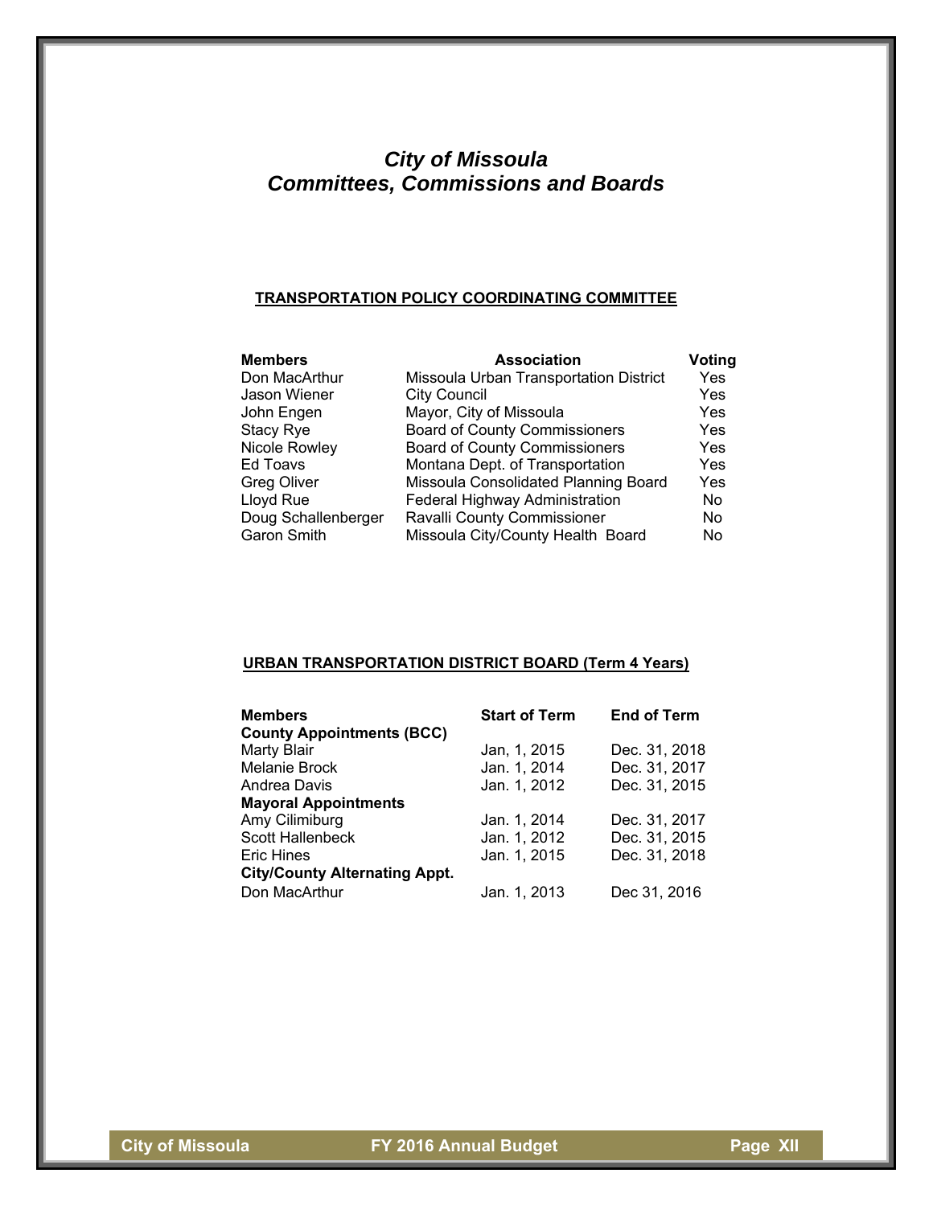# *City of Missoula*
# *Committees, Commissions and Boards*

## TRANSPORTATION POLICY COORDINATING COMMITTEE

| Members | Association | Voting |
|---|---|---|
| Don MacArthur | Missoula Urban Transportation District | Yes |
| Jason Wiener | City Council | Yes |
| John Engen | Mayor, City of Missoula | Yes |
| Stacy Rye | Board of County Commissioners | Yes |
| Nicole Rowley | Board of County Commissioners | Yes |
| Ed Toavs | Montana Dept. of Transportation | Yes |
| Greg Oliver | Missoula Consolidated Planning Board | Yes |
| Lloyd Rue | Federal Highway Administration | No |
| Doug Schallenberger | Ravalli County Commissioner | No |
| Garon Smith | Missoula City/County Health Board | No |

## URBAN TRANSPORTATION DISTRICT BOARD (Term 4 Years)

| Members | Start of Term | End of Term |
|---|---|---|
| **County Appointments (BCC)** | | |
| Marty Blair | Jan, 1, 2015 | Dec. 31, 2018 |
| Melanie Brock | Jan. 1, 2014 | Dec. 31, 2017 |
| Andrea Davis | Jan. 1, 2012 | Dec. 31, 2015 |
| **Mayoral Appointments** | | |
| Amy Cilimiburg | Jan. 1, 2014 | Dec. 31, 2017 |
| Scott Hallenbeck | Jan. 1, 2012 | Dec. 31, 2015 |
| Eric Hines | Jan. 1, 2015 | Dec. 31, 2018 |
| **City/County Alternating Appt.** | | |
| Don MacArthur | Jan. 1, 2013 | Dec 31, 2016 |